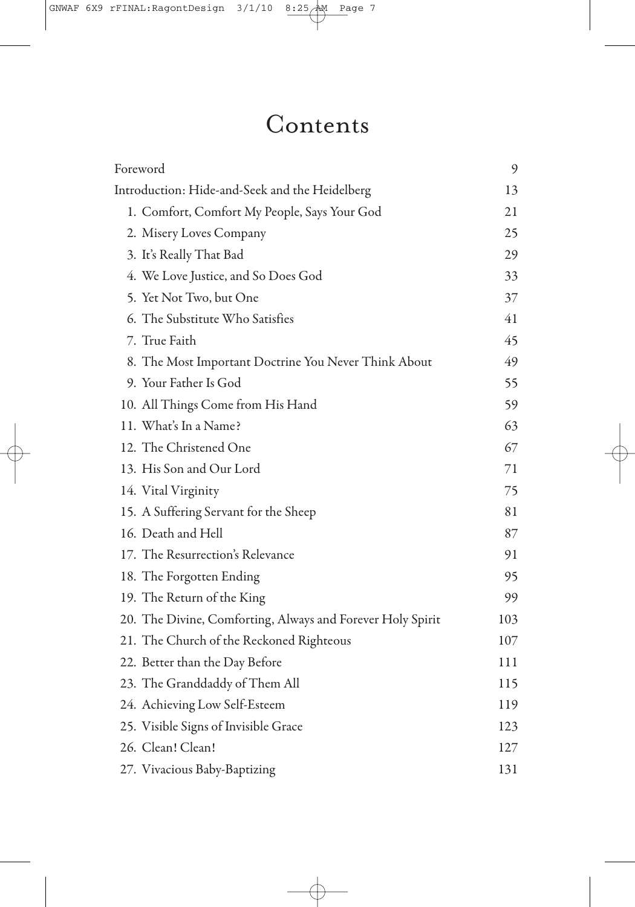# Contents

| | |
|---|---|
| Foreword | 9 |
| Introduction: Hide-and-Seek and the Heidelberg | 13 |
| 1. Comfort, Comfort My People, Says Your God | 21 |
| 2. Misery Loves Company | 25 |
| 3. It's Really That Bad | 29 |
| 4. We Love Justice, and So Does God | 33 |
| 5. Yet Not Two, but One | 37 |
| 6. The Substitute Who Satisfies | 41 |
| 7. True Faith | 45 |
| 8. The Most Important Doctrine You Never Think About | 49 |
| 9. Your Father Is God | 55 |
| 10. All Things Come from His Hand | 59 |
| 11. What's In a Name? | 63 |
| 12. The Christened One | 67 |
| 13. His Son and Our Lord | 71 |
| 14. Vital Virginity | 75 |
| 15. A Suffering Servant for the Sheep | 81 |
| 16. Death and Hell | 87 |
| 17. The Resurrection's Relevance | 91 |
| 18. The Forgotten Ending | 95 |
| 19. The Return of the King | 99 |
| 20. The Divine, Comforting, Always and Forever Holy Spirit | 103 |
| 21. The Church of the Reckoned Righteous | 107 |
| 22. Better than the Day Before | 111 |
| 23. The Granddaddy of Them All | 115 |
| 24. Achieving Low Self-Esteem | 119 |
| 25. Visible Signs of Invisible Grace | 123 |
| 26. Clean! Clean! | 127 |
| 27. Vivacious Baby-Baptizing | 131 |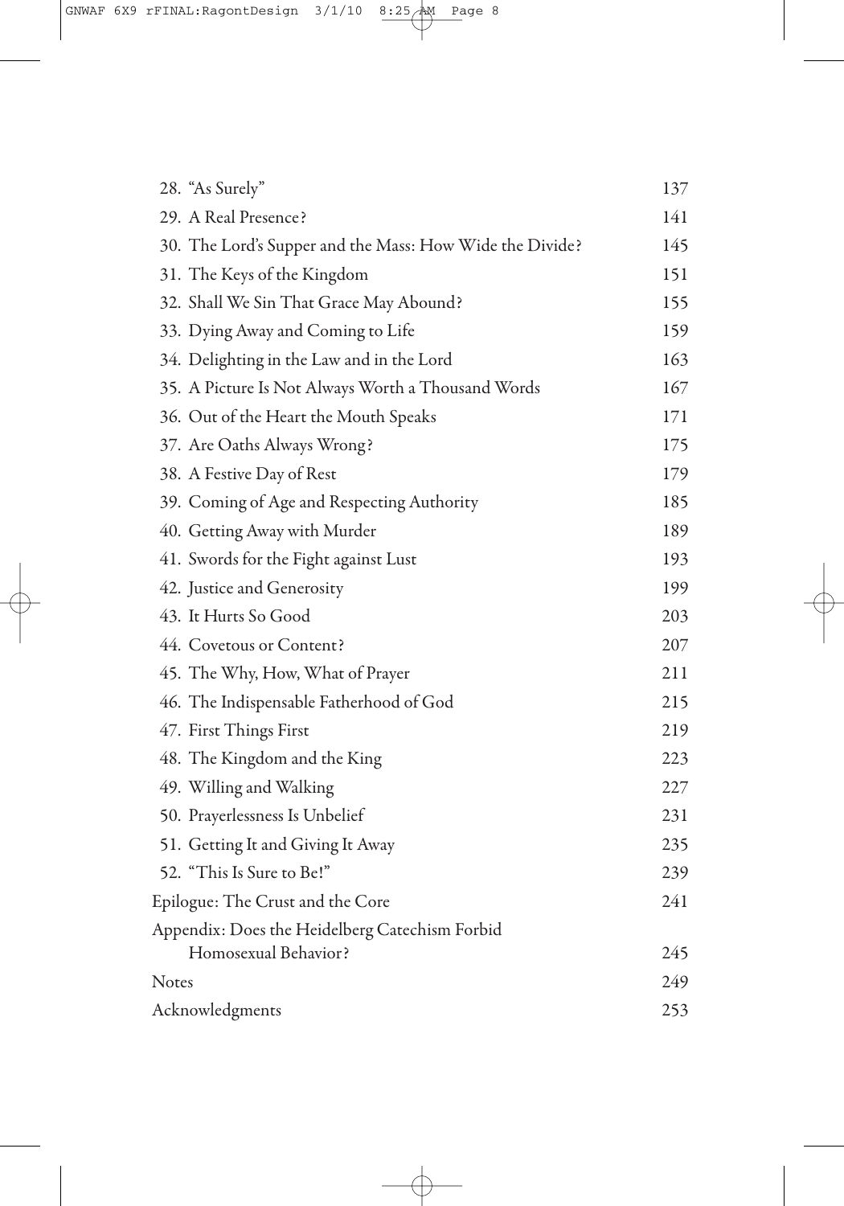| | |
|---|---|
| 28. "As Surely" | 137 |
| 29. A Real Presence? | 141 |
| 30. The Lord's Supper and the Mass: How Wide the Divide? | 145 |
| 31. The Keys of the Kingdom | 151 |
| 32. Shall We Sin That Grace May Abound? | 155 |
| 33. Dying Away and Coming to Life | 159 |
| 34. Delighting in the Law and in the Lord | 163 |
| 35. A Picture Is Not Always Worth a Thousand Words | 167 |
| 36. Out of the Heart the Mouth Speaks | 171 |
| 37. Are Oaths Always Wrong? | 175 |
| 38. A Festive Day of Rest | 179 |
| 39. Coming of Age and Respecting Authority | 185 |
| 40. Getting Away with Murder | 189 |
| 41. Swords for the Fight against Lust | 193 |
| 42. Justice and Generosity | 199 |
| 43. It Hurts So Good | 203 |
| 44. Covetous or Content? | 207 |
| 45. The Why, How, What of Prayer | 211 |
| 46. The Indispensable Fatherhood of God | 215 |
| 47. First Things First | 219 |
| 48. The Kingdom and the King | 223 |
| 49. Willing and Walking | 227 |
| 50. Prayerlessness Is Unbelief | 231 |
| 51. Getting It and Giving It Away | 235 |
| 52. "This Is Sure to Be!" | 239 |
| Epilogue: The Crust and the Core | 241 |
| Appendix: Does the Heidelberg Catechism Forbid Homosexual Behavior? | 245 |
| Notes | 249 |
| Acknowledgments | 253 |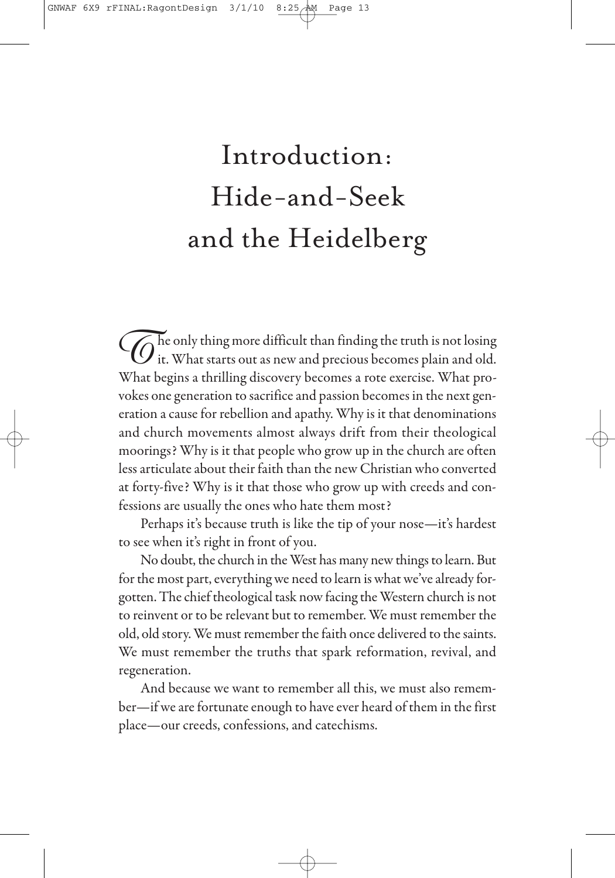# Introduction: Hide-and-Seek and the Heidelberg

The only thing more difficult than finding the truth is not losing it. What starts out as new and precious becomes plain and old. What begins a thrilling discovery becomes a rote exercise. What provokes one generation to sacrifice and passion becomes in the next generation a cause for rebellion and apathy. Why is it that denominations and church movements almost always drift from their theological moorings? Why is it that people who grow up in the church are often less articulate about their faith than the new Christian who converted at forty-five? Why is it that those who grow up with creeds and confessions are usually the ones who hate them most?

Perhaps it's because truth is like the tip of your nose—it's hardest to see when it's right in front of you.

No doubt, the church in the West has many new things to learn. But for the most part, everything we need to learn is what we've already forgotten. The chief theological task now facing the Western church is not to reinvent or to be relevant but to remember. We must remember the old, old story. We must remember the faith once delivered to the saints. We must remember the truths that spark reformation, revival, and regeneration.

And because we want to remember all this, we must also remember—if we are fortunate enough to have ever heard of them in the first place—our creeds, confessions, and catechisms.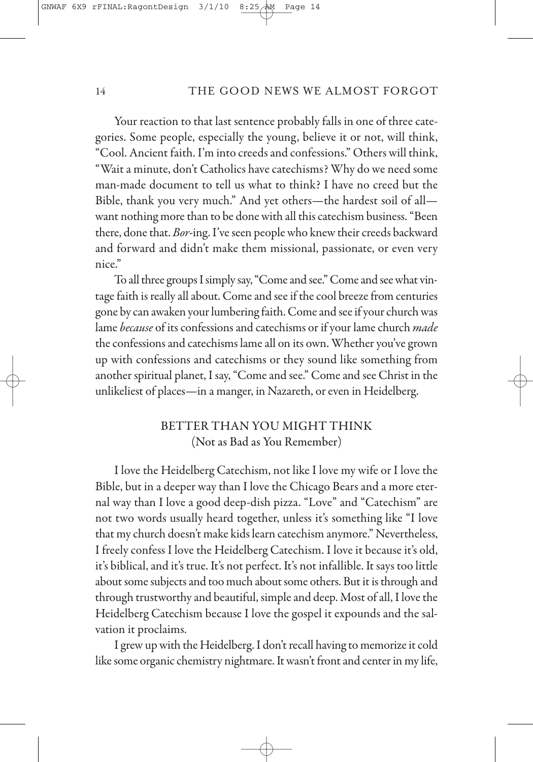Your reaction to that last sentence probably falls in one of three categories. Some people, especially the young, believe it or not, will think, "Cool. Ancient faith. I'm into creeds and confessions." Others will think, "Wait a minute, don't Catholics have catechisms? Why do we need some man-made document to tell us what to think? I have no creed but the Bible, thank you very much." And yet others—the hardest soil of all—want nothing more than to be done with all this catechism business. "Been there, done that. *Bor*-ing. I've seen people who knew their creeds backward and forward and didn't make them missional, passionate, or even very nice."

To all three groups I simply say, "Come and see." Come and see what vintage faith is really all about. Come and see if the cool breeze from centuries gone by can awaken your lumbering faith. Come and see if your church was lame *because* of its confessions and catechisms or if your lame church *made* the confessions and catechisms lame all on its own. Whether you've grown up with confessions and catechisms or they sound like something from another spiritual planet, I say, "Come and see." Come and see Christ in the unlikeliest of places—in a manger, in Nazareth, or even in Heidelberg.

## BETTER THAN YOU MIGHT THINK
### (Not as Bad as You Remember)

I love the Heidelberg Catechism, not like I love my wife or I love the Bible, but in a deeper way than I love the Chicago Bears and a more eternal way than I love a good deep-dish pizza. "Love" and "Catechism" are not two words usually heard together, unless it's something like "I love that my church doesn't make kids learn catechism anymore." Nevertheless, I freely confess I love the Heidelberg Catechism. I love it because it's old, it's biblical, and it's true. It's not perfect. It's not infallible. It says too little about some subjects and too much about some others. But it is through and through trustworthy and beautiful, simple and deep. Most of all, I love the Heidelberg Catechism because I love the gospel it expounds and the salvation it proclaims.

I grew up with the Heidelberg. I don't recall having to memorize it cold like some organic chemistry nightmare. It wasn't front and center in my life,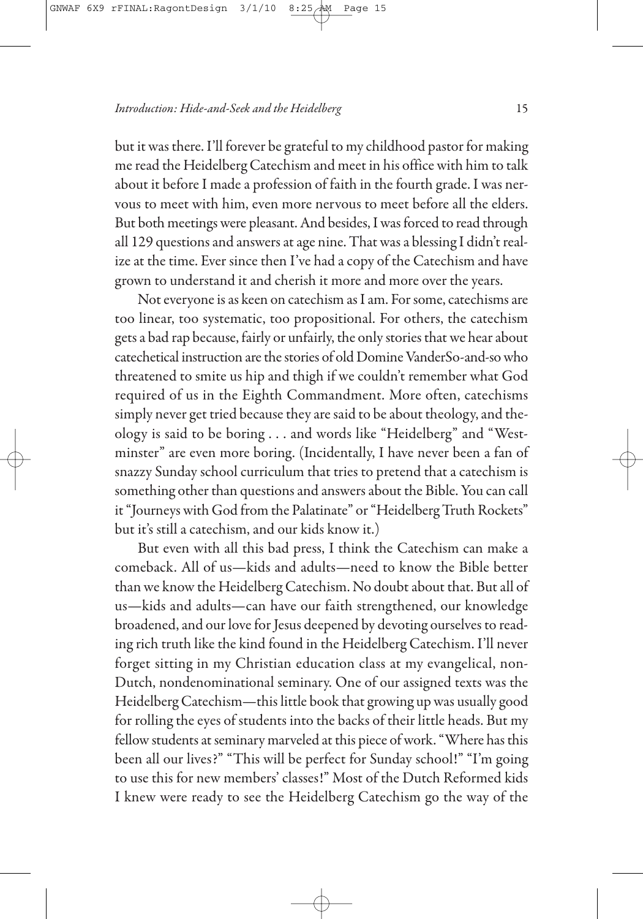but it was there. I'll forever be grateful to my childhood pastor for making me read the Heidelberg Catechism and meet in his office with him to talk about it before I made a profession of faith in the fourth grade. I was nervous to meet with him, even more nervous to meet before all the elders. But both meetings were pleasant. And besides, I was forced to read through all 129 questions and answers at age nine. That was a blessing I didn't realize at the time. Ever since then I've had a copy of the Catechism and have grown to understand it and cherish it more and more over the years.

Not everyone is as keen on catechism as I am. For some, catechisms are too linear, too systematic, too propositional. For others, the catechism gets a bad rap because, fairly or unfairly, the only stories that we hear about catechetical instruction are the stories of old Domine VanderSo-and-so who threatened to smite us hip and thigh if we couldn't remember what God required of us in the Eighth Commandment. More often, catechisms simply never get tried because they are said to be about theology, and theology is said to be boring . . . and words like "Heidelberg" and "Westminster" are even more boring. (Incidentally, I have never been a fan of snazzy Sunday school curriculum that tries to pretend that a catechism is something other than questions and answers about the Bible. You can call it "Journeys with God from the Palatinate" or "Heidelberg Truth Rockets" but it's still a catechism, and our kids know it.)

But even with all this bad press, I think the Catechism can make a comeback. All of us—kids and adults—need to know the Bible better than we know the Heidelberg Catechism. No doubt about that. But all of us—kids and adults—can have our faith strengthened, our knowledge broadened, and our love for Jesus deepened by devoting ourselves to reading rich truth like the kind found in the Heidelberg Catechism. I'll never forget sitting in my Christian education class at my evangelical, non-Dutch, nondenominational seminary. One of our assigned texts was the Heidelberg Catechism—this little book that growing up was usually good for rolling the eyes of students into the backs of their little heads. But my fellow students at seminary marveled at this piece of work. "Where has this been all our lives?" "This will be perfect for Sunday school!" "I'm going to use this for new members' classes!" Most of the Dutch Reformed kids I knew were ready to see the Heidelberg Catechism go the way of the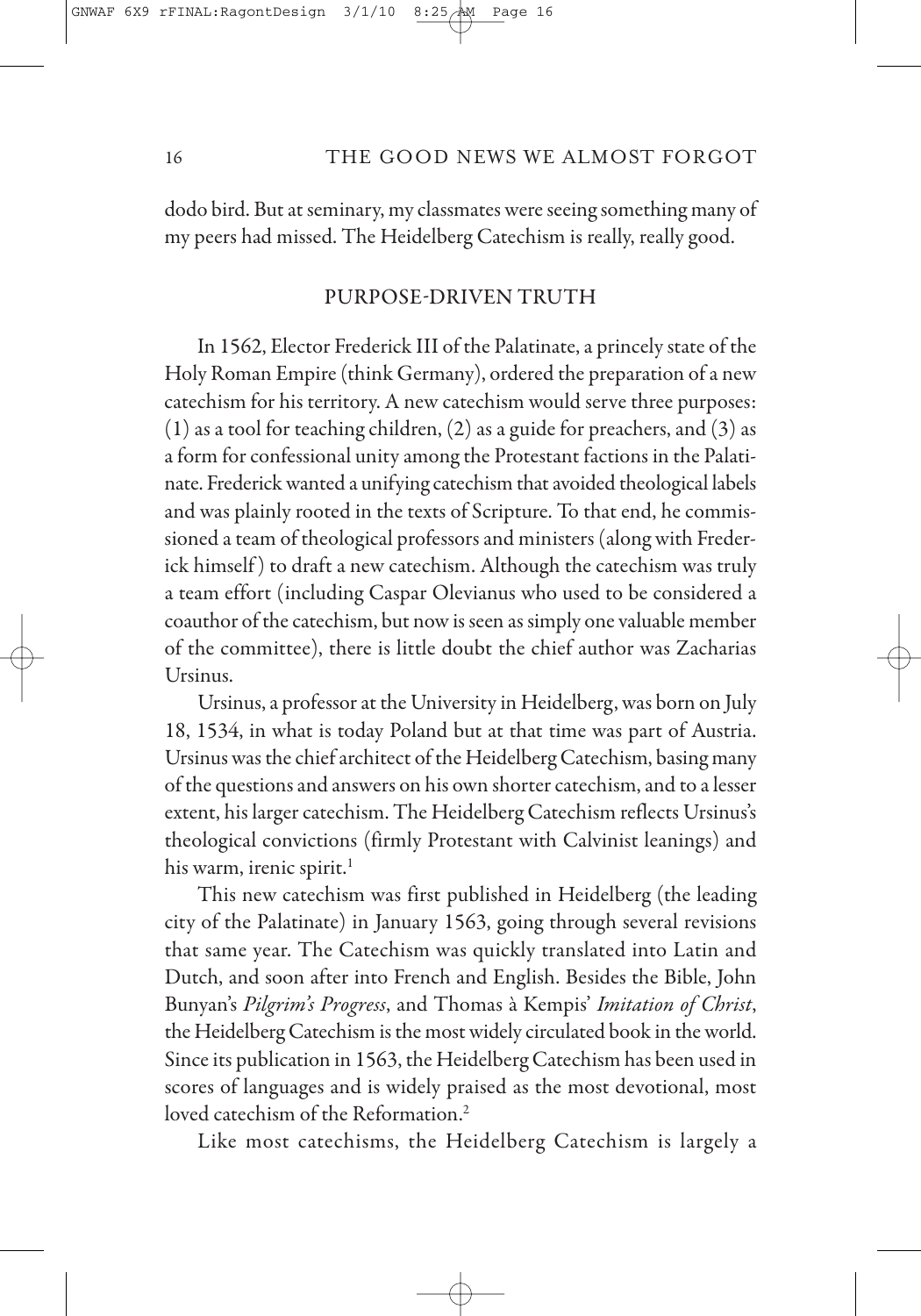dodo bird. But at seminary, my classmates were seeing something many of my peers had missed. The Heidelberg Catechism is really, really good.

## PURPOSE-DRIVEN TRUTH

In 1562, Elector Frederick III of the Palatinate, a princely state of the Holy Roman Empire (think Germany), ordered the preparation of a new catechism for his territory. A new catechism would serve three purposes: (1) as a tool for teaching children, (2) as a guide for preachers, and (3) as a form for confessional unity among the Protestant factions in the Palatinate. Frederick wanted a unifying catechism that avoided theological labels and was plainly rooted in the texts of Scripture. To that end, he commissioned a team of theological professors and ministers (along with Frederick himself) to draft a new catechism. Although the catechism was truly a team effort (including Caspar Olevianus who used to be considered a coauthor of the catechism, but now is seen as simply one valuable member of the committee), there is little doubt the chief author was Zacharias Ursinus.

Ursinus, a professor at the University in Heidelberg, was born on July 18, 1534, in what is today Poland but at that time was part of Austria. Ursinus was the chief architect of the Heidelberg Catechism, basing many of the questions and answers on his own shorter catechism, and to a lesser extent, his larger catechism. The Heidelberg Catechism reflects Ursinus's theological convictions (firmly Protestant with Calvinist leanings) and his warm, irenic spirit.[1]

This new catechism was first published in Heidelberg (the leading city of the Palatinate) in January 1563, going through several revisions that same year. The Catechism was quickly translated into Latin and Dutch, and soon after into French and English. Besides the Bible, John Bunyan's *Pilgrim's Progress*, and Thomas à Kempis' *Imitation of Christ*, the Heidelberg Catechism is the most widely circulated book in the world. Since its publication in 1563, the Heidelberg Catechism has been used in scores of languages and is widely praised as the most devotional, most loved catechism of the Reformation.[2]

Like most catechisms, the Heidelberg Catechism is largely a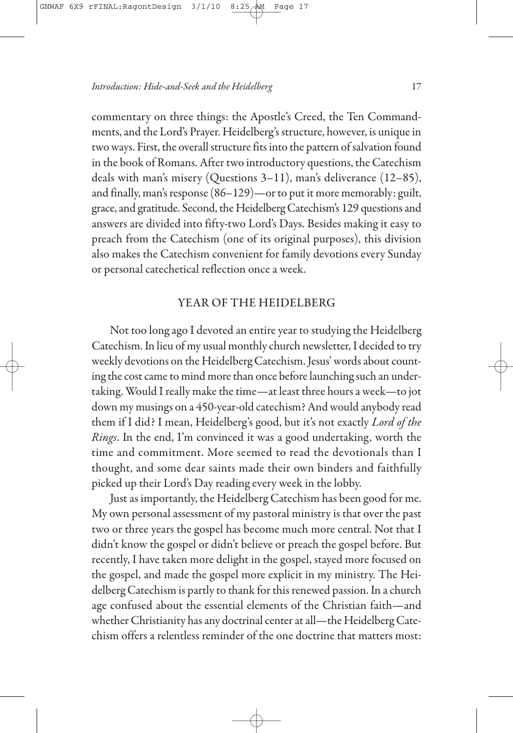commentary on three things: the Apostle's Creed, the Ten Commandments, and the Lord's Prayer. Heidelberg's structure, however, is unique in two ways. First, the overall structure fits into the pattern of salvation found in the book of Romans. After two introductory questions, the Catechism deals with man's misery (Questions 3–11), man's deliverance (12–85), and finally, man's response (86–129)—or to put it more memorably: guilt, grace, and gratitude. Second, the Heidelberg Catechism's 129 questions and answers are divided into fifty-two Lord's Days. Besides making it easy to preach from the Catechism (one of its original purposes), this division also makes the Catechism convenient for family devotions every Sunday or personal catechetical reflection once a week.

## YEAR OF THE HEIDELBERG

Not too long ago I devoted an entire year to studying the Heidelberg Catechism. In lieu of my usual monthly church newsletter, I decided to try weekly devotions on the Heidelberg Catechism. Jesus' words about counting the cost came to mind more than once before launching such an undertaking. Would I really make the time—at least three hours a week—to jot down my musings on a 450-year-old catechism? And would anybody read them if I did? I mean, Heidelberg's good, but it's not exactly *Lord of the Rings*. In the end, I'm convinced it was a good undertaking, worth the time and commitment. More seemed to read the devotionals than I thought, and some dear saints made their own binders and faithfully picked up their Lord's Day reading every week in the lobby.

Just as importantly, the Heidelberg Catechism has been good for me. My own personal assessment of my pastoral ministry is that over the past two or three years the gospel has become much more central. Not that I didn't know the gospel or didn't believe or preach the gospel before. But recently, I have taken more delight in the gospel, stayed more focused on the gospel, and made the gospel more explicit in my ministry. The Heidelberg Catechism is partly to thank for this renewed passion. In a church age confused about the essential elements of the Christian faith—and whether Christianity has any doctrinal center at all—the Heidelberg Catechism offers a relentless reminder of the one doctrine that matters most: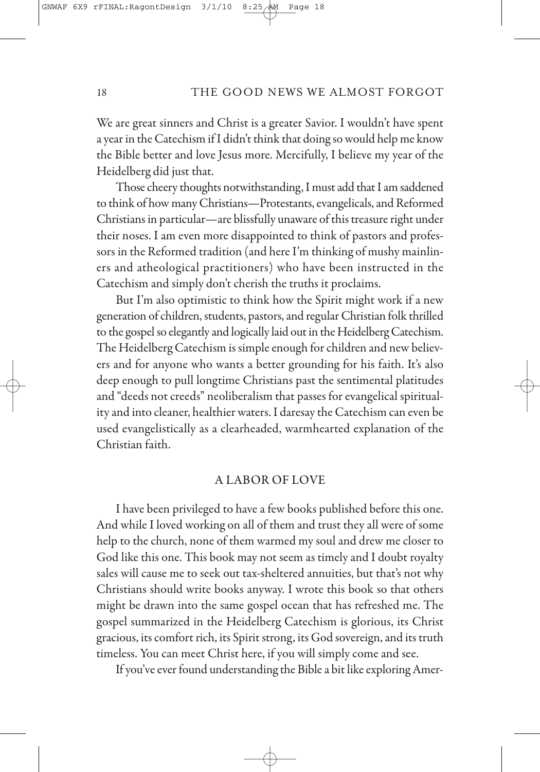We are great sinners and Christ is a greater Savior. I wouldn't have spent a year in the Catechism if I didn't think that doing so would help me know the Bible better and love Jesus more. Mercifully, I believe my year of the Heidelberg did just that.

Those cheery thoughts notwithstanding, I must add that I am saddened to think of how many Christians—Protestants, evangelicals, and Reformed Christians in particular—are blissfully unaware of this treasure right under their noses. I am even more disappointed to think of pastors and professors in the Reformed tradition (and here I'm thinking of mushy mainliners and atheological practitioners) who have been instructed in the Catechism and simply don't cherish the truths it proclaims.

But I'm also optimistic to think how the Spirit might work if a new generation of children, students, pastors, and regular Christian folk thrilled to the gospel so elegantly and logically laid out in the Heidelberg Catechism. The Heidelberg Catechism is simple enough for children and new believers and for anyone who wants a better grounding for his faith. It's also deep enough to pull longtime Christians past the sentimental platitudes and "deeds not creeds" neoliberalism that passes for evangelical spirituality and into cleaner, healthier waters. I daresay the Catechism can even be used evangelistically as a clearheaded, warmhearted explanation of the Christian faith.

## A LABOR OF LOVE

I have been privileged to have a few books published before this one. And while I loved working on all of them and trust they all were of some help to the church, none of them warmed my soul and drew me closer to God like this one. This book may not seem as timely and I doubt royalty sales will cause me to seek out tax-sheltered annuities, but that's not why Christians should write books anyway. I wrote this book so that others might be drawn into the same gospel ocean that has refreshed me. The gospel summarized in the Heidelberg Catechism is glorious, its Christ gracious, its comfort rich, its Spirit strong, its God sovereign, and its truth timeless. You can meet Christ here, if you will simply come and see.

If you've ever found understanding the Bible a bit like exploring Amer-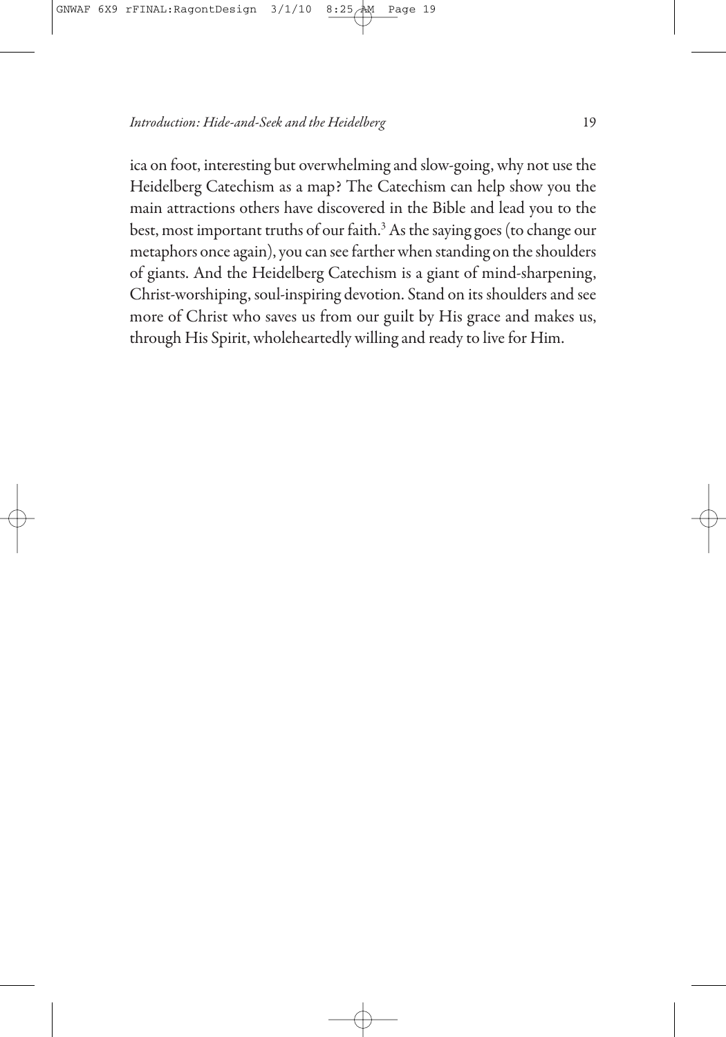ica on foot, interesting but overwhelming and slow-going, why not use the Heidelberg Catechism as a map? The Catechism can help show you the main attractions others have discovered in the Bible and lead you to the best, most important truths of our faith.[3] As the saying goes (to change our metaphors once again), you can see farther when standing on the shoulders of giants. And the Heidelberg Catechism is a giant of mind-sharpening, Christ-worshiping, soul-inspiring devotion. Stand on its shoulders and see more of Christ who saves us from our guilt by His grace and makes us, through His Spirit, wholeheartedly willing and ready to live for Him.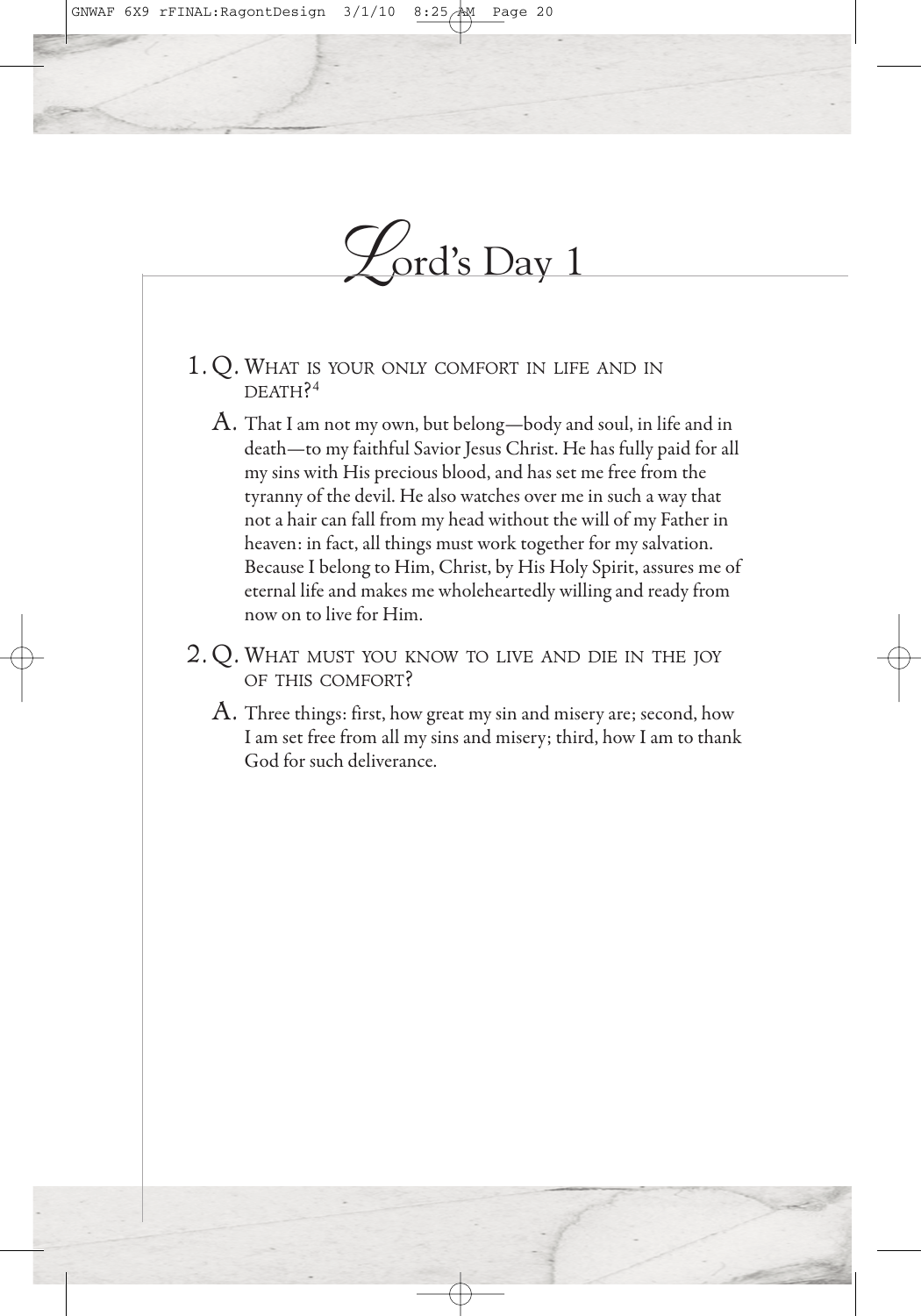# Lord's Day 1

1. Q. WHAT IS YOUR ONLY COMFORT IN LIFE AND IN DEATH?[4]

   A. That I am not my own, but belong—body and soul, in life and in death—to my faithful Savior Jesus Christ. He has fully paid for all my sins with His precious blood, and has set me free from the tyranny of the devil. He also watches over me in such a way that not a hair can fall from my head without the will of my Father in heaven: in fact, all things must work together for my salvation. Because I belong to Him, Christ, by His Holy Spirit, assures me of eternal life and makes me wholeheartedly willing and ready from now on to live for Him.

2. Q. WHAT MUST YOU KNOW TO LIVE AND DIE IN THE JOY OF THIS COMFORT?

   A. Three things: first, how great my sin and misery are; second, how I am set free from all my sins and misery; third, how I am to thank God for such deliverance.